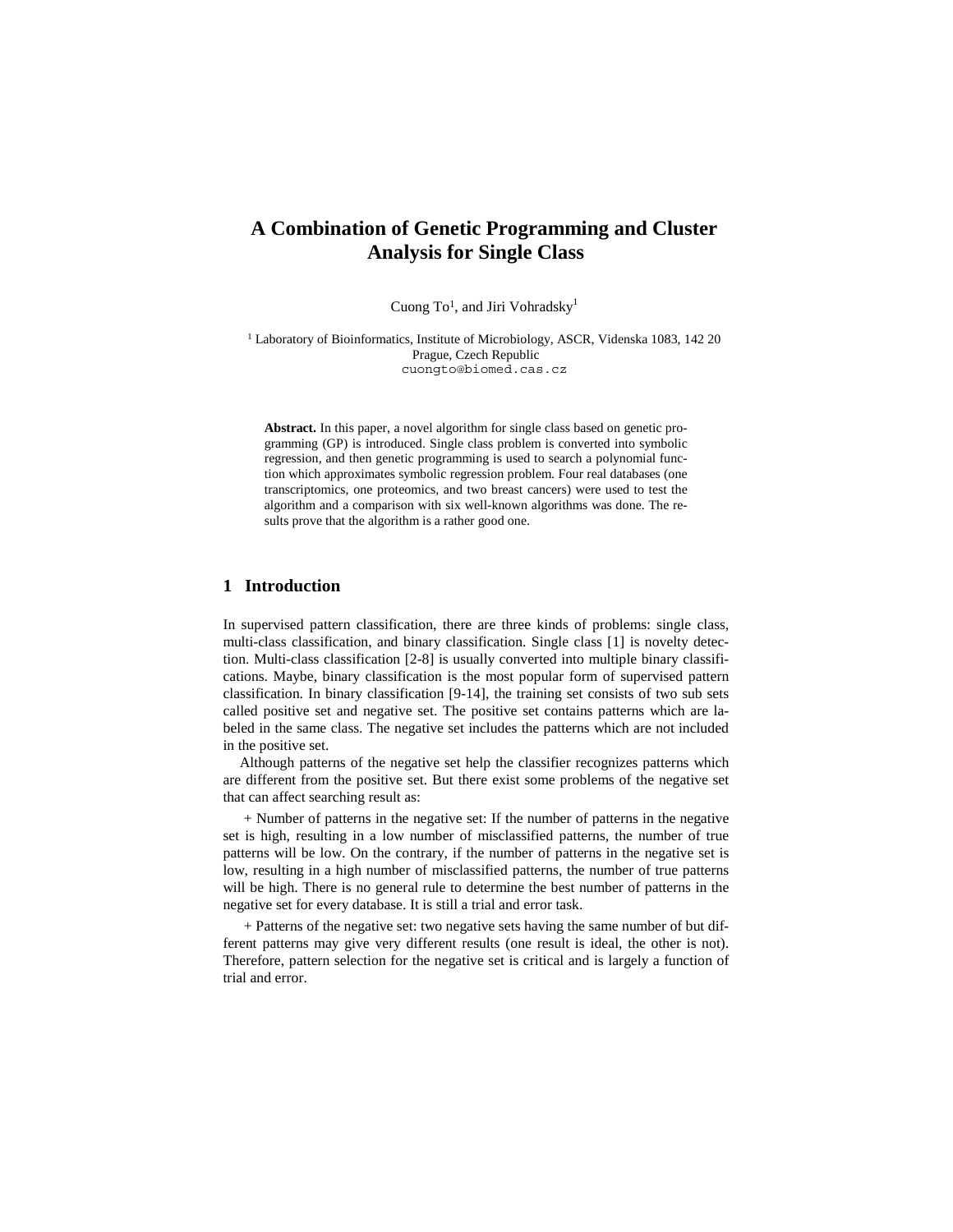# A Combination of Genetic Programming and Cluster Analysis for Single Class

Cuong To[1], and Jiri Vohradsky[1]

[1] Laboratory of Bioinformatics, Institute of Microbiology, ASCR, Videnska 1083, 142 20 Prague, Czech Republic
cuongto@biomed.cas.cz

**Abstract.** In this paper, a novel algorithm for single class based on genetic programming (GP) is introduced. Single class problem is converted into symbolic regression, and then genetic programming is used to search a polynomial function which approximates symbolic regression problem. Four real databases (one transcriptomics, one proteomics, and two breast cancers) were used to test the algorithm and a comparison with six well-known algorithms was done. The results prove that the algorithm is a rather good one.

## 1 Introduction

In supervised pattern classification, there are three kinds of problems: single class, multi-class classification, and binary classification. Single class [1] is novelty detection. Multi-class classification [2-8] is usually converted into multiple binary classifications. Maybe, binary classification is the most popular form of supervised pattern classification. In binary classification [9-14], the training set consists of two sub sets called positive set and negative set. The positive set contains patterns which are labeled in the same class. The negative set includes the patterns which are not included in the positive set.

Although patterns of the negative set help the classifier recognizes patterns which are different from the positive set. But there exist some problems of the negative set that can affect searching result as:

+ Number of patterns in the negative set: If the number of patterns in the negative set is high, resulting in a low number of misclassified patterns, the number of true patterns will be low. On the contrary, if the number of patterns in the negative set is low, resulting in a high number of misclassified patterns, the number of true patterns will be high. There is no general rule to determine the best number of patterns in the negative set for every database. It is still a trial and error task.

+ Patterns of the negative set: two negative sets having the same number of but different patterns may give very different results (one result is ideal, the other is not). Therefore, pattern selection for the negative set is critical and is largely a function of trial and error.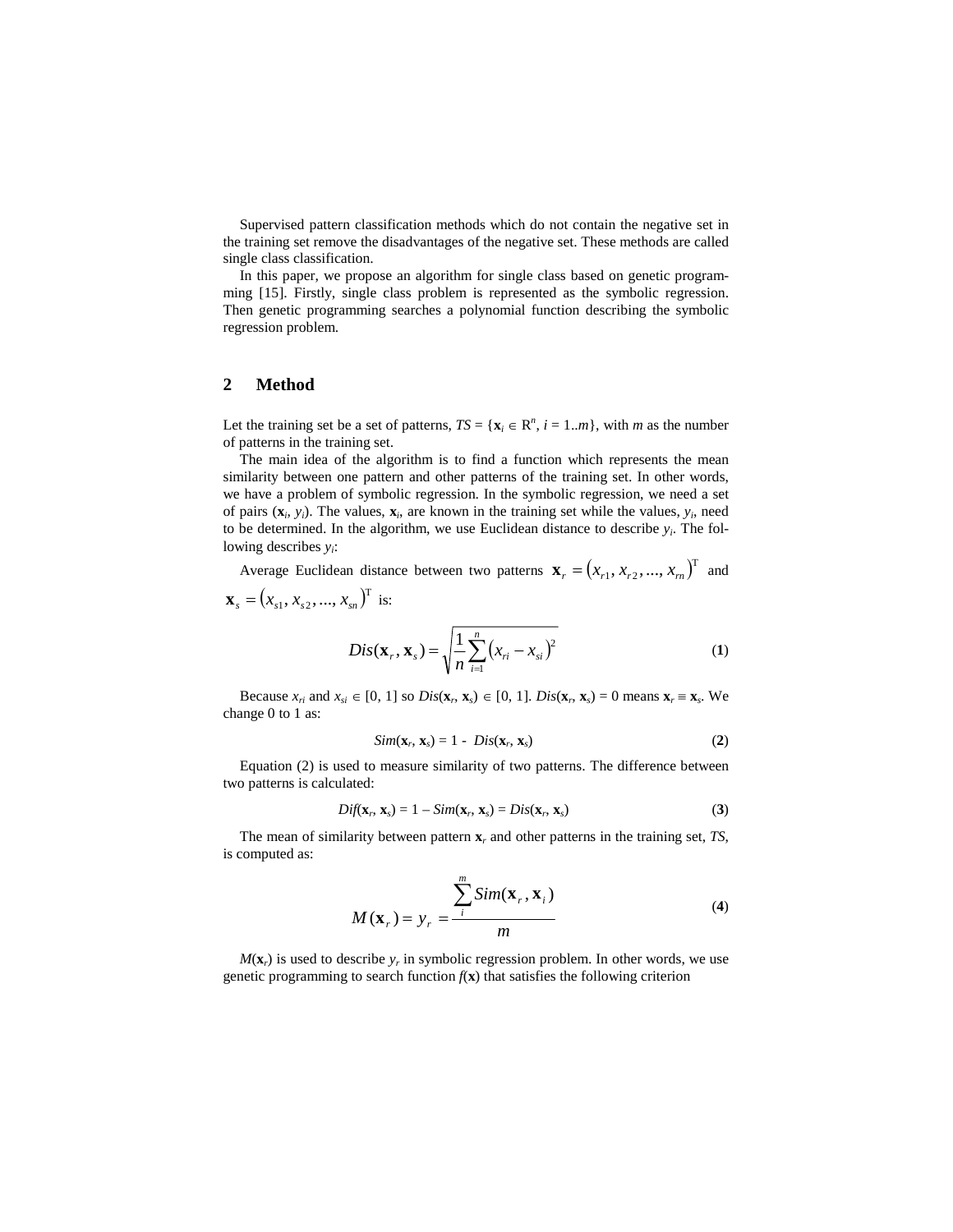Supervised pattern classification methods which do not contain the negative set in the training set remove the disadvantages of the negative set. These methods are called single class classification.

In this paper, we propose an algorithm for single class based on genetic programming [15]. Firstly, single class problem is represented as the symbolic regression. Then genetic programming searches a polynomial function describing the symbolic regression problem.

## 2 Method

Let the training set be a set of patterns, $TS = \{\mathbf{x}_i \in \mathrm{R}^n, i = 1..m\}$, with $m$ as the number of patterns in the training set.

The main idea of the algorithm is to find a function which represents the mean similarity between one pattern and other patterns of the training set. In other words, we have a problem of symbolic regression. In the symbolic regression, we need a set of pairs $(\mathbf{x}_i, y_i)$. The values, $\mathbf{x}_i$, are known in the training set while the values, $y_i$, need to be determined. In the algorithm, we use Euclidean distance to describe $y_i$. The following describes $y_i$:

Average Euclidean distance between two patterns $\mathbf{x}_r = (x_{r1}, x_{r2}, ..., x_{rn})^{\mathrm{T}}$ and $\mathbf{x}_s = (x_{s1}, x_{s2}, ..., x_{sn})^{\mathrm{T}}$ is:

$$Dis(\mathbf{x}_r, \mathbf{x}_s) = \sqrt{\frac{1}{n}\sum_{i=1}^{n}(x_{ri} - x_{si})^2} \quad (1)$$

Because $x_{ri}$ and $x_{si} \in [0, 1]$ so $Dis(\mathbf{x}_r, \mathbf{x}_s) \in [0, 1]$. $Dis(\mathbf{x}_r, \mathbf{x}_s) = 0$ means $\mathbf{x}_r \equiv \mathbf{x}_s$. We change 0 to 1 as:

$$Sim(\mathbf{x}_r, \mathbf{x}_s) = 1 - Dis(\mathbf{x}_r, \mathbf{x}_s) \quad (2)$$

Equation (2) is used to measure similarity of two patterns. The difference between two patterns is calculated:

$$Dif(\mathbf{x}_r, \mathbf{x}_s) = 1 - Sim(\mathbf{x}_r, \mathbf{x}_s) = Dis(\mathbf{x}_r, \mathbf{x}_s) \quad (3)$$

The mean of similarity between pattern $\mathbf{x}_r$ and other patterns in the training set, $TS$, is computed as:

$$M(\mathbf{x}_r) = y_r = \frac{\sum_{i}^{m} Sim(\mathbf{x}_r, \mathbf{x}_i)}{m} \quad (4)$$

$M(\mathbf{x}_r)$ is used to describe $y_r$ in symbolic regression problem. In other words, we use genetic programming to search function $f(\mathbf{x})$ that satisfies the following criterion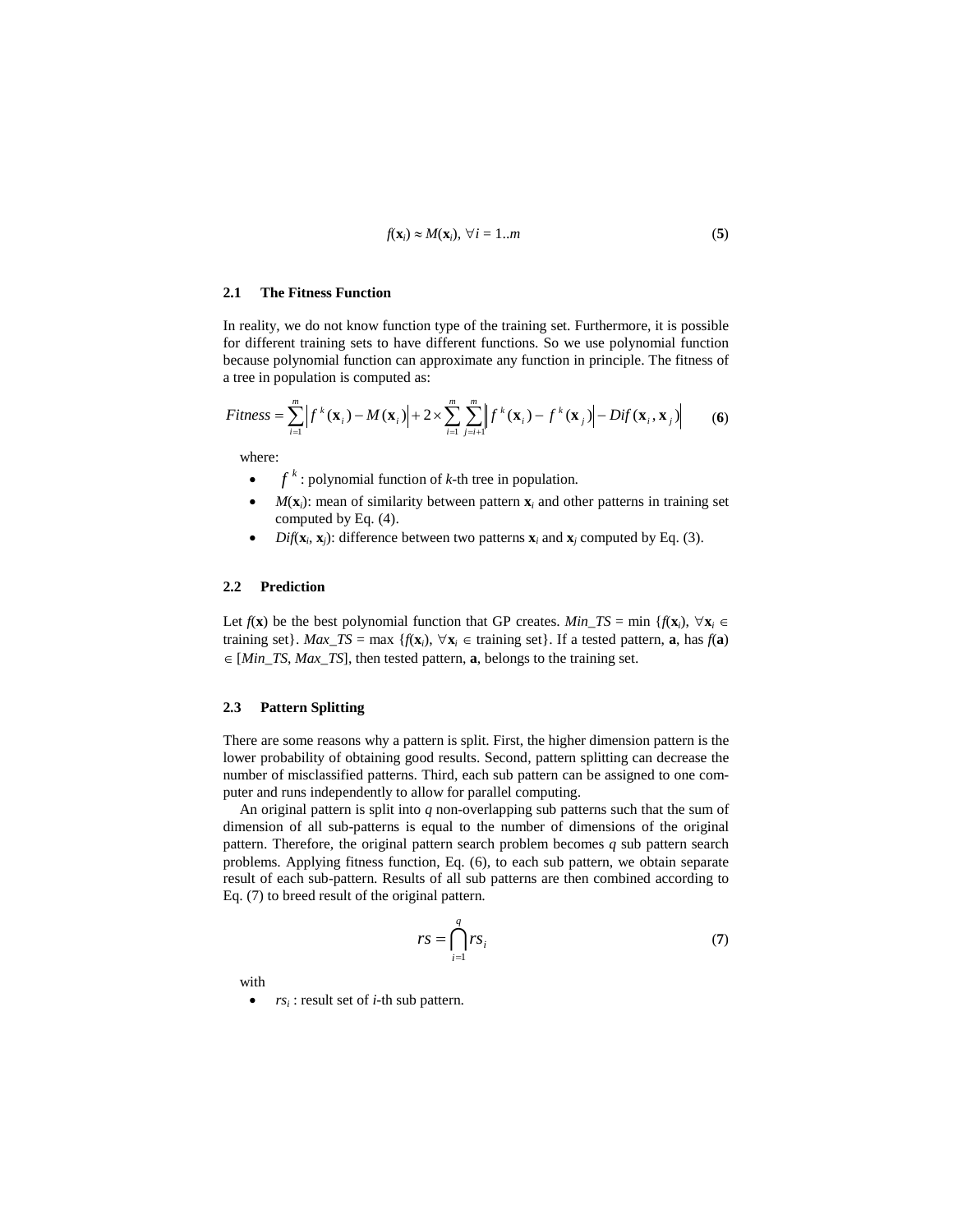$$f(\mathbf{x}_i) \approx M(\mathbf{x}_i),\ \forall i = 1..m \tag{5}$$

### 2.1 The Fitness Function

In reality, we do not know function type of the training set. Furthermore, it is possible for different training sets to have different functions. So we use polynomial function because polynomial function can approximate any function in principle. The fitness of a tree in population is computed as:

$$Fitness = \sum_{i=1}^{m} \left| f^k(\mathbf{x}_i) - M(\mathbf{x}_i) \right| + 2 \times \sum_{i=1}^{m} \sum_{j=i+1}^{m} \left\| f^k(\mathbf{x}_i) - f^k(\mathbf{x}_j) \right| - Dif(\mathbf{x}_i, \mathbf{x}_j) \right| \tag{6}$$

where:

- $f^k$ : polynomial function of *k*-th tree in population.
- $M(\mathbf{x}_i)$: mean of similarity between pattern $\mathbf{x}_i$ and other patterns in training set computed by Eq. (4).
- $Dif(\mathbf{x}_i, \mathbf{x}_j)$: difference between two patterns $\mathbf{x}_i$ and $\mathbf{x}_j$ computed by Eq. (3).

### 2.2 Prediction

Let $f(\mathbf{x})$ be the best polynomial function that GP creates. $Min\_TS = \min \{f(\mathbf{x}_i), \forall \mathbf{x}_i \in$ training set$\}$. $Max\_TS = \max \{f(\mathbf{x}_i), \forall \mathbf{x}_i \in$ training set$\}$. If a tested pattern, **a**, has $f(\mathbf{a}) \in [Min\_TS, Max\_TS]$, then tested pattern, **a**, belongs to the training set.

### 2.3 Pattern Splitting

There are some reasons why a pattern is split. First, the higher dimension pattern is the lower probability of obtaining good results. Second, pattern splitting can decrease the number of misclassified patterns. Third, each sub pattern can be assigned to one computer and runs independently to allow for parallel computing.

An original pattern is split into $q$ non-overlapping sub patterns such that the sum of dimension of all sub-patterns is equal to the number of dimensions of the original pattern. Therefore, the original pattern search problem becomes $q$ sub pattern search problems. Applying fitness function, Eq. (6), to each sub pattern, we obtain separate result of each sub-pattern. Results of all sub patterns are then combined according to Eq. (7) to breed result of the original pattern.

$$rs = \bigcap_{i=1}^{q} rs_i \tag{7}$$

with

- $rs_i$ : result set of *i*-th sub pattern.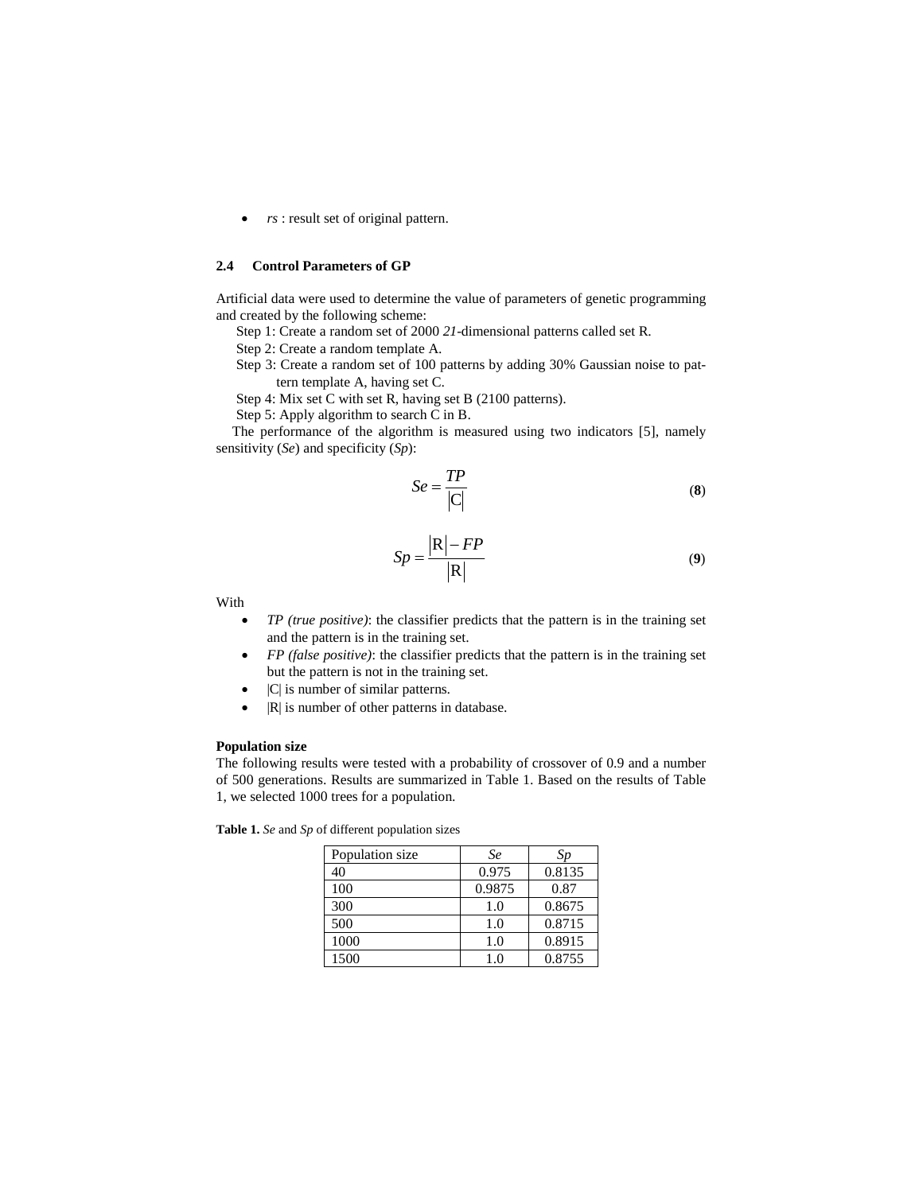- *rs* : result set of original pattern.

### 2.4 Control Parameters of GP

Artificial data were used to determine the value of parameters of genetic programming and created by the following scheme:

Step 1: Create a random set of 2000 *21*-dimensional patterns called set R.

Step 2: Create a random template A.

Step 3: Create a random set of 100 patterns by adding 30% Gaussian noise to pattern template A, having set C.

Step 4: Mix set C with set R, having set B (2100 patterns).

Step 5: Apply algorithm to search C in B.

The performance of the algorithm is measured using two indicators [5], namely sensitivity (*Se*) and specificity (*Sp*):

$$Se = \frac{TP}{|\mathrm{C}|} \tag{8}$$

$$Sp = \frac{|\mathrm{R}| - FP}{|\mathrm{R}|} \tag{9}$$

With

- *TP (true positive)*: the classifier predicts that the pattern is in the training set and the pattern is in the training set.
- *FP (false positive)*: the classifier predicts that the pattern is in the training set but the pattern is not in the training set.
- |C| is number of similar patterns.
- |R| is number of other patterns in database.

**Population size**

The following results were tested with a probability of crossover of 0.9 and a number of 500 generations. Results are summarized in Table 1. Based on the results of Table 1, we selected 1000 trees for a population.

**Table 1.** *Se* and *Sp* of different population sizes

| Population size | *Se* | *Sp* |
|---|---|---|
| 40 | 0.975 | 0.8135 |
| 100 | 0.9875 | 0.87 |
| 300 | 1.0 | 0.8675 |
| 500 | 1.0 | 0.8715 |
| 1000 | 1.0 | 0.8915 |
| 1500 | 1.0 | 0.8755 |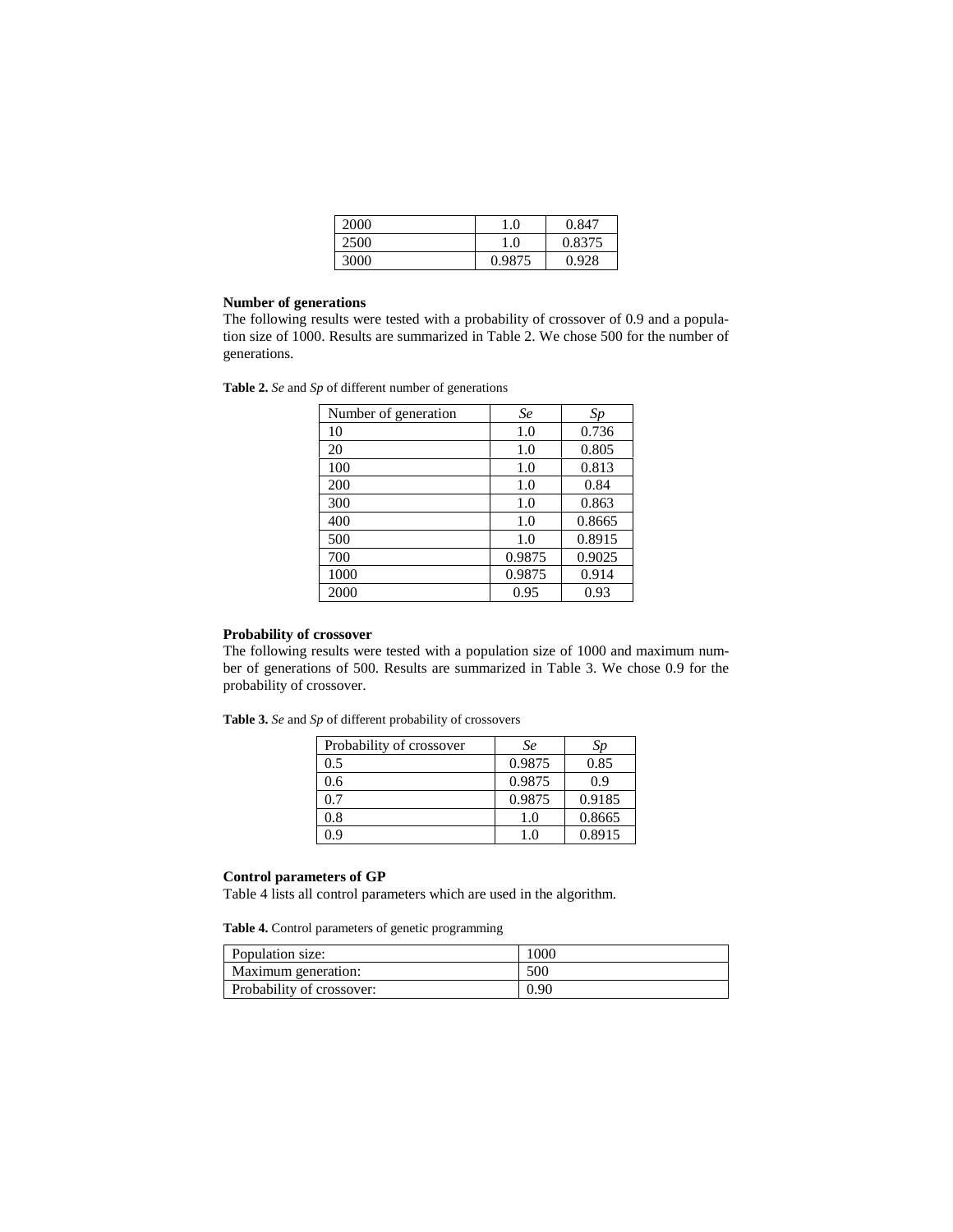| 2000 | 1.0 | 0.847 |
| --- | --- | --- |
| 2500 | 1.0 | 0.8375 |
| 3000 | 0.9875 | 0.928 |

**Number of generations**

The following results were tested with a probability of crossover of 0.9 and a population size of 1000. Results are summarized in Table 2. We chose 500 for the number of generations.

**Table 2.** *Se* and *Sp* of different number of generations

| Number of generation | *Se* | *Sp* |
| --- | --- | --- |
| 10 | 1.0 | 0.736 |
| 20 | 1.0 | 0.805 |
| 100 | 1.0 | 0.813 |
| 200 | 1.0 | 0.84 |
| 300 | 1.0 | 0.863 |
| 400 | 1.0 | 0.8665 |
| 500 | 1.0 | 0.8915 |
| 700 | 0.9875 | 0.9025 |
| 1000 | 0.9875 | 0.914 |
| 2000 | 0.95 | 0.93 |

**Probability of crossover**

The following results were tested with a population size of 1000 and maximum number of generations of 500. Results are summarized in Table 3. We chose 0.9 for the probability of crossover.

**Table 3.** *Se* and *Sp* of different probability of crossovers

| Probability of crossover | *Se* | *Sp* |
| --- | --- | --- |
| 0.5 | 0.9875 | 0.85 |
| 0.6 | 0.9875 | 0.9 |
| 0.7 | 0.9875 | 0.9185 |
| 0.8 | 1.0 | 0.8665 |
| 0.9 | 1.0 | 0.8915 |

**Control parameters of GP**

Table 4 lists all control parameters which are used in the algorithm.

**Table 4.** Control parameters of genetic programming

| Population size: | 1000 |
| --- | --- |
| Maximum generation: | 500 |
| Probability of crossover: | 0.90 |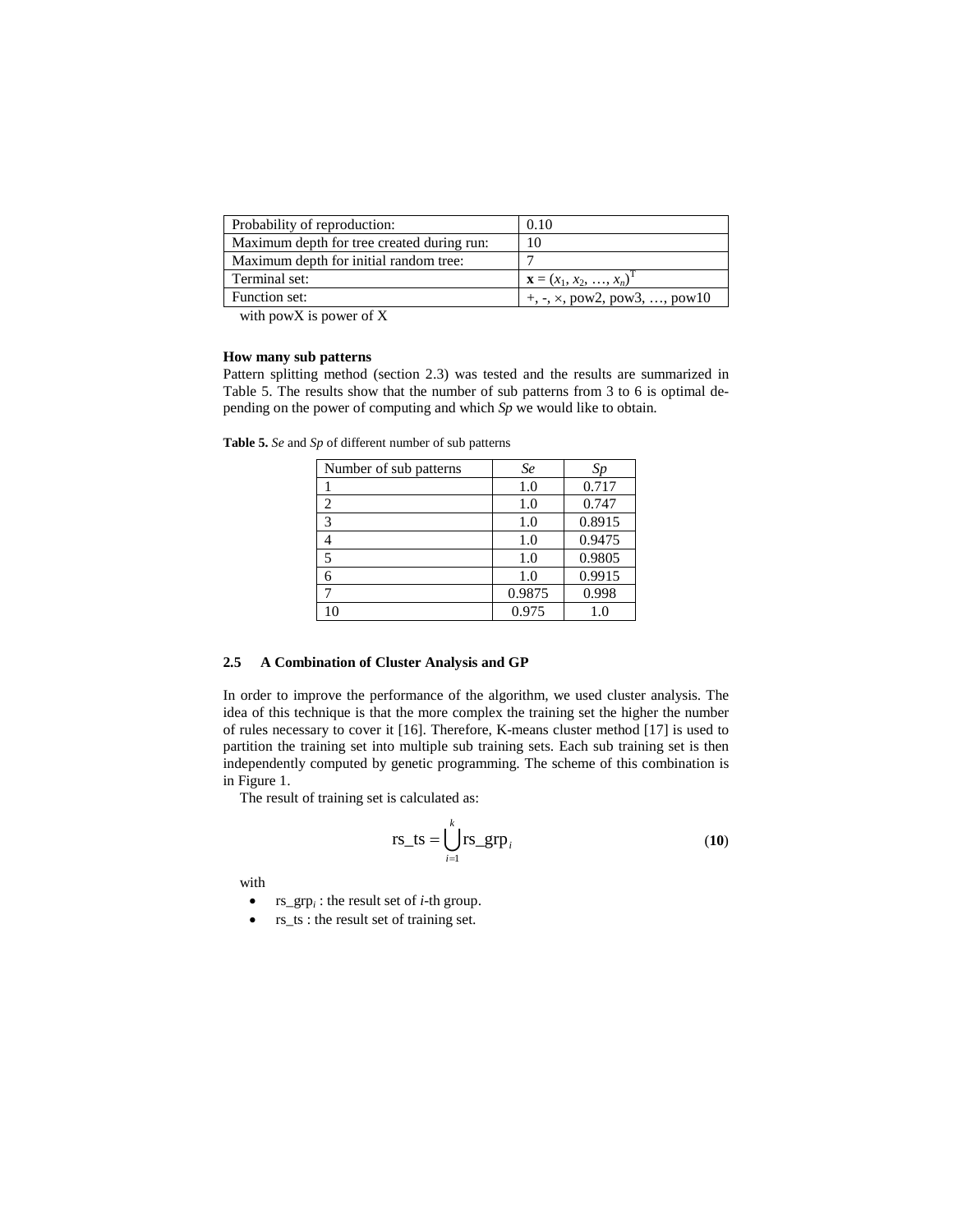| Probability of reproduction: | 0.10 |
| --- | --- |
| Maximum depth for tree created during run: | 10 |
| Maximum depth for initial random tree: | 7 |
| Terminal set: | $\mathbf{x} = (x_1, x_2, \ldots, x_n)^T$ |
| Function set: | +, -, ×, pow2, pow3, …, pow10 |

with powX is power of X

**How many sub patterns**

Pattern splitting method (section 2.3) was tested and the results are summarized in Table 5. The results show that the number of sub patterns from 3 to 6 is optimal depending on the power of computing and which *Sp* we would like to obtain.

**Table 5.** *Se* and *Sp* of different number of sub patterns

| Number of sub patterns | *Se* | *Sp* |
| --- | --- | --- |
| 1 | 1.0 | 0.717 |
| 2 | 1.0 | 0.747 |
| 3 | 1.0 | 0.8915 |
| 4 | 1.0 | 0.9475 |
| 5 | 1.0 | 0.9805 |
| 6 | 1.0 | 0.9915 |
| 7 | 0.9875 | 0.998 |
| 10 | 0.975 | 1.0 |

### 2.5 A Combination of Cluster Analysis and GP

In order to improve the performance of the algorithm, we used cluster analysis. The idea of this technique is that the more complex the training set the higher the number of rules necessary to cover it [16]. Therefore, K-means cluster method [17] is used to partition the training set into multiple sub training sets. Each sub training set is then independently computed by genetic programming. The scheme of this combination is in Figure 1.

The result of training set is calculated as:

$$\mathrm{rs\_ts} = \bigcup_{i=1}^{k} \mathrm{rs\_grp}_i \qquad (\mathbf{10})$$

with

- $\mathrm{rs\_grp}_i$ : the result set of *i*-th group.
- rs_ts : the result set of training set.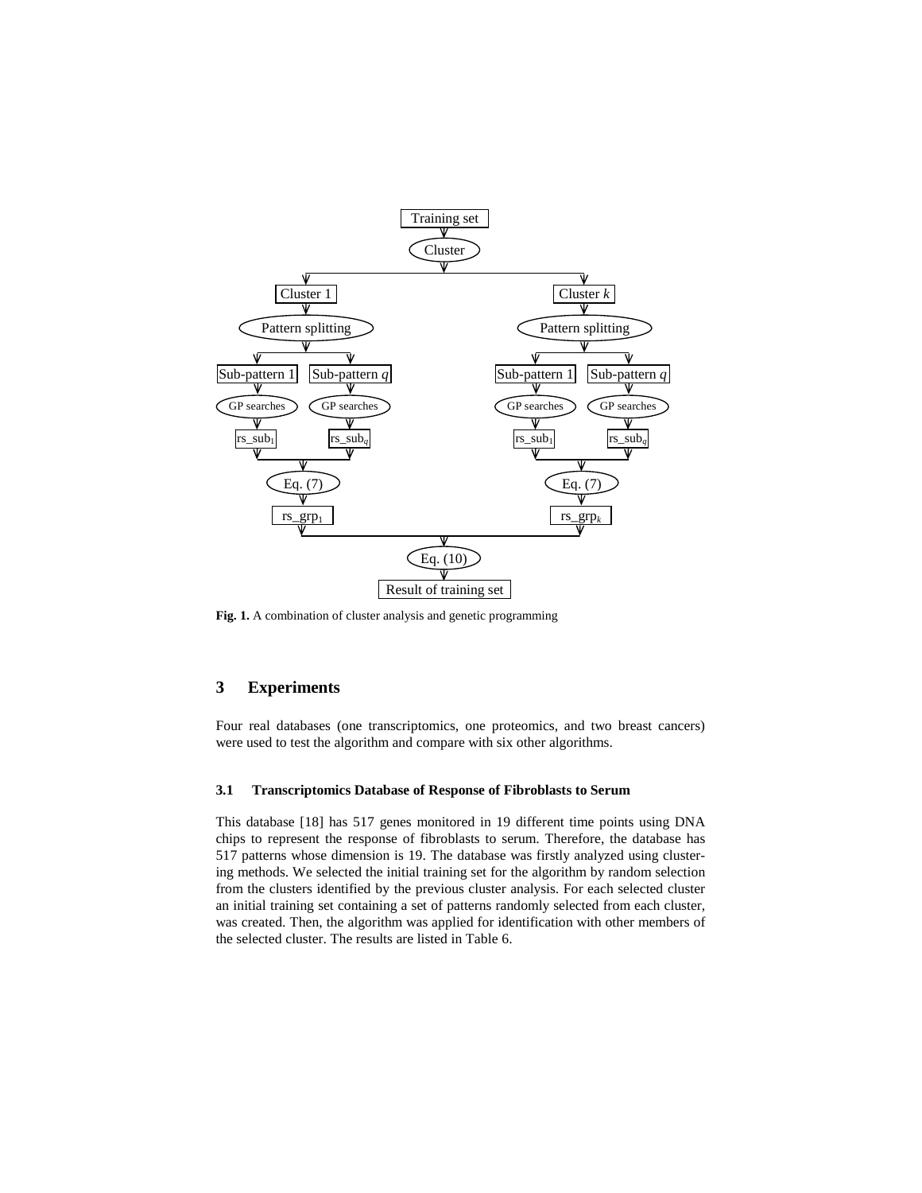Fig. 1. A combination of cluster analysis and genetic programming

## 3 Experiments

Four real databases (one transcriptomics, one proteomics, and two breast cancers) were used to test the algorithm and compare with six other algorithms.

### 3.1 Transcriptomics Database of Response of Fibroblasts to Serum

This database [18] has 517 genes monitored in 19 different time points using DNA chips to represent the response of fibroblasts to serum. Therefore, the database has 517 patterns whose dimension is 19. The database was firstly analyzed using clustering methods. We selected the initial training set for the algorithm by random selection from the clusters identified by the previous cluster analysis. For each selected cluster an initial training set containing a set of patterns randomly selected from each cluster, was created. Then, the algorithm was applied for identification with other members of the selected cluster. The results are listed in Table 6.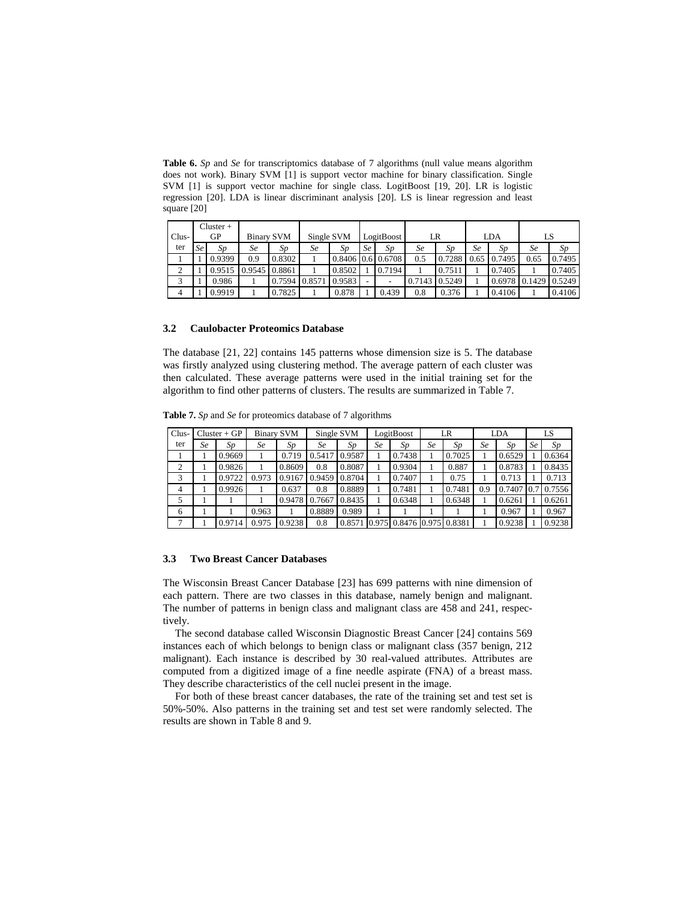**Table 6.** *Sp* and *Se* for transcriptomics database of 7 algorithms (null value means algorithm does not work). Binary SVM [1] is support vector machine for binary classification. Single SVM [1] is support vector machine for single class. LogitBoost [19, 20]. LR is logistic regression [20]. LDA is linear discriminant analysis [20]. LS is linear regression and least square [20]

| Clus-ter | Cluster + GP | | Binary SVM | | Single SVM | | LogitBoost | | LR | | LDA | | LS | |
|---|---|---|---|---|---|---|---|---|---|---|---|---|---|---|
| | *Se* | *Sp* | *Se* | *Sp* | *Se* | *Sp* | *Se* | *Sp* | *Se* | *Sp* | *Se* | *Sp* | *Se* | *Sp* |
| 1 | 1 | 0.9399 | 0.9 | 0.8302 | 1 | 0.8406 | 0.6 | 0.6708 | 0.5 | 0.7288 | 0.65 | 0.7495 | 0.65 | 0.7495 |
| 2 | 1 | 0.9515 | 0.9545 | 0.8861 | 1 | 0.8502 | 1 | 0.7194 | 1 | 0.7511 | 1 | 0.7405 | 1 | 0.7405 |
| 3 | 1 | 0.986 | 1 | 0.7594 | 0.8571 | 0.9583 | - | - | 0.7143 | 0.5249 | 1 | 0.6978 | 0.1429 | 0.5249 |
| 4 | 1 | 0.9919 | 1 | 0.7825 | 1 | 0.878 | 1 | 0.439 | 0.8 | 0.376 | 1 | 0.4106 | 1 | 0.4106 |

### 3.2 Caulobacter Proteomics Database

The database [21, 22] contains 145 patterns whose dimension size is 5. The database was firstly analyzed using clustering method. The average pattern of each cluster was then calculated. These average patterns were used in the initial training set for the algorithm to find other patterns of clusters. The results are summarized in Table 7.

**Table 7.** *Sp* and *Se* for proteomics database of 7 algorithms

| Clus-ter | Cluster + GP | | Binary SVM | | Single SVM | | LogitBoost | | LR | | LDA | | LS | |
|---|---|---|---|---|---|---|---|---|---|---|---|---|---|---|
| | *Se* | *Sp* | *Se* | *Sp* | *Se* | *Sp* | *Se* | *Sp* | *Se* | *Sp* | *Se* | *Sp* | *Se* | *Sp* |
| 1 | 1 | 0.9669 | 1 | 0.719 | 0.5417 | 0.9587 | 1 | 0.7438 | 1 | 0.7025 | 1 | 0.6529 | 1 | 0.6364 |
| 2 | 1 | 0.9826 | 1 | 0.8609 | 0.8 | 0.8087 | 1 | 0.9304 | 1 | 0.887 | 1 | 0.8783 | 1 | 0.8435 |
| 3 | 1 | 0.9722 | 0.973 | 0.9167 | 0.9459 | 0.8704 | 1 | 0.7407 | 1 | 0.75 | 1 | 0.713 | 1 | 0.713 |
| 4 | 1 | 0.9926 | 1 | 0.637 | 0.8 | 0.8889 | 1 | 0.7481 | 1 | 0.7481 | 0.9 | 0.7407 | 0.7 | 0.7556 |
| 5 | 1 | 1 | 1 | 0.9478 | 0.7667 | 0.8435 | 1 | 0.6348 | 1 | 0.6348 | 1 | 0.6261 | 1 | 0.6261 |
| 6 | 1 | 1 | 0.963 | 1 | 0.8889 | 0.989 | 1 | 1 | 1 | 1 | 1 | 0.967 | 1 | 0.967 |
| 7 | 1 | 0.9714 | 0.975 | 0.9238 | 0.8 | 0.8571 | 0.975 | 0.8476 | 0.975 | 0.8381 | 1 | 0.9238 | 1 | 0.9238 |

### 3.3 Two Breast Cancer Databases

The Wisconsin Breast Cancer Database [23] has 699 patterns with nine dimension of each pattern. There are two classes in this database, namely benign and malignant. The number of patterns in benign class and malignant class are 458 and 241, respectively.

The second database called Wisconsin Diagnostic Breast Cancer [24] contains 569 instances each of which belongs to benign class or malignant class (357 benign, 212 malignant). Each instance is described by 30 real-valued attributes. Attributes are computed from a digitized image of a fine needle aspirate (FNA) of a breast mass. They describe characteristics of the cell nuclei present in the image.

For both of these breast cancer databases, the rate of the training set and test set is 50%-50%. Also patterns in the training set and test set were randomly selected. The results are shown in Table 8 and 9.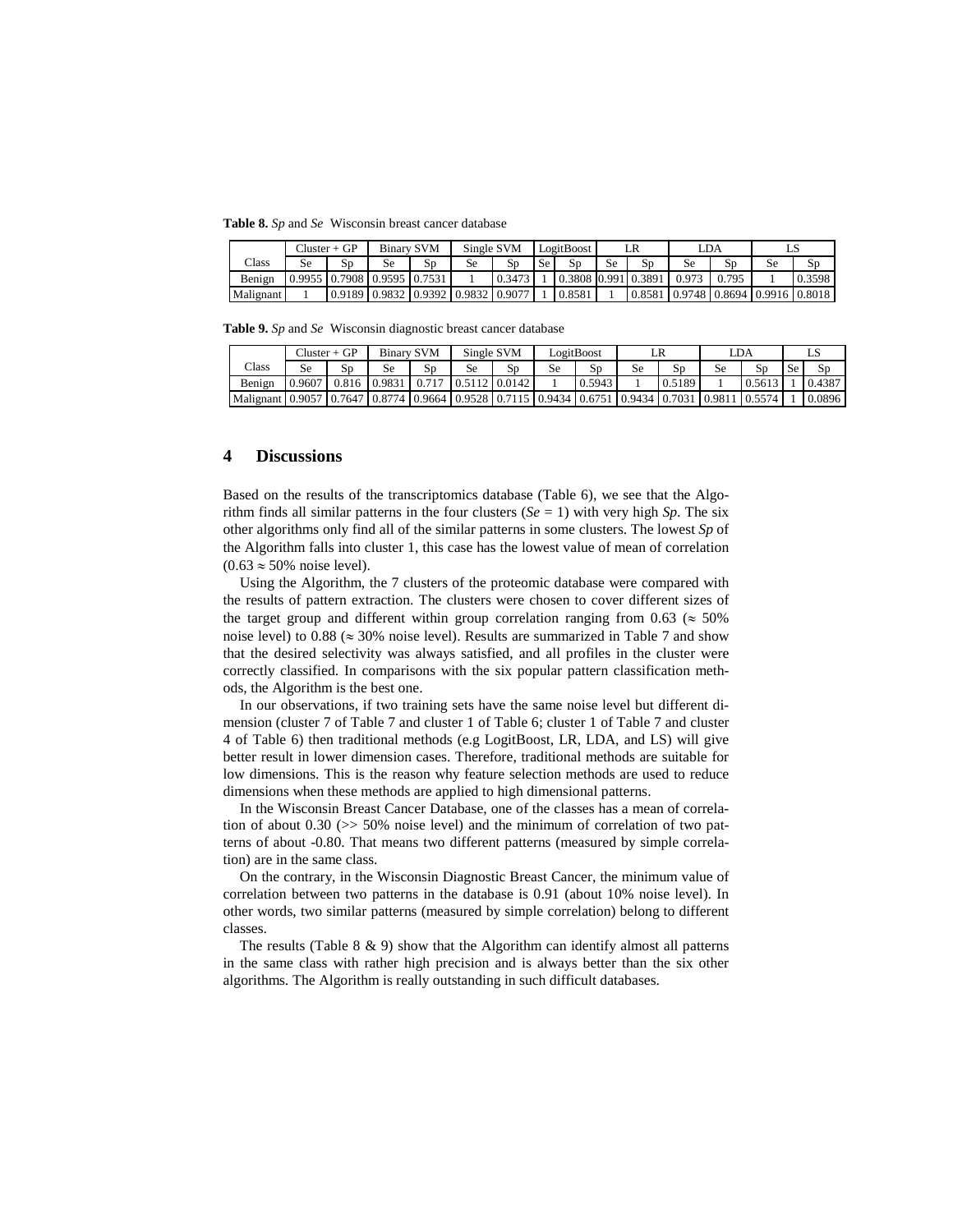**Table 8.** *Sp* and *Se* Wisconsin breast cancer database

| Class | Cluster + GP | | Binary SVM | | Single SVM | | LogitBoost | | LR | | LDA | | LS | |
|---|---|---|---|---|---|---|---|---|---|---|---|---|---|---|
| | Se | Sp | Se | Sp | Se | Sp | Se | Sp | Se | Sp | Se | Sp | Se | Sp |
| Benign | 0.9955 | 0.7908 | 0.9595 | 0.7531 | 1 | 0.3473 | 1 | 0.3808 | 0.991 | 0.3891 | 0.973 | 0.795 | 1 | 0.3598 |
| Malignant | 1 | 0.9189 | 0.9832 | 0.9392 | 0.9832 | 0.9077 | 1 | 0.8581 | 1 | 0.8581 | 0.9748 | 0.8694 | 0.9916 | 0.8018 |

**Table 9.** *Sp* and *Se* Wisconsin diagnostic breast cancer database

| Class | Cluster + GP | | Binary SVM | | Single SVM | | LogitBoost | | LR | | LDA | | LS | |
|---|---|---|---|---|---|---|---|---|---|---|---|---|---|---|
| | Se | Sp | Se | Sp | Se | Sp | Se | Sp | Se | Sp | Se | Sp | Se | Sp |
| Benign | 0.9607 | 0.816 | 0.9831 | 0.717 | 0.5112 | 0.0142 | 1 | 0.5943 | 1 | 0.5189 | 1 | 0.5613 | 1 | 0.4387 |
| Malignant | 0.9057 | 0.7647 | 0.8774 | 0.9664 | 0.9528 | 0.7115 | 0.9434 | 0.6751 | 0.9434 | 0.7031 | 0.9811 | 0.5574 | 1 | 0.0896 |

## 4 Discussions

Based on the results of the transcriptomics database (Table 6), we see that the Algorithm finds all similar patterns in the four clusters (*Se* = 1) with very high *Sp*. The six other algorithms only find all of the similar patterns in some clusters. The lowest *Sp* of the Algorithm falls into cluster 1, this case has the lowest value of mean of correlation ($0.63 \approx 50\%$ noise level).

Using the Algorithm, the 7 clusters of the proteomic database were compared with the results of pattern extraction. The clusters were chosen to cover different sizes of the target group and different within group correlation ranging from 0.63 ($\approx 50\%$ noise level) to 0.88 ($\approx 30\%$ noise level). Results are summarized in Table 7 and show that the desired selectivity was always satisfied, and all profiles in the cluster were correctly classified. In comparisons with the six popular pattern classification methods, the Algorithm is the best one.

In our observations, if two training sets have the same noise level but different dimension (cluster 7 of Table 7 and cluster 1 of Table 6; cluster 1 of Table 7 and cluster 4 of Table 6) then traditional methods (e.g LogitBoost, LR, LDA, and LS) will give better result in lower dimension cases. Therefore, traditional methods are suitable for low dimensions. This is the reason why feature selection methods are used to reduce dimensions when these methods are applied to high dimensional patterns.

In the Wisconsin Breast Cancer Database, one of the classes has a mean of correlation of about 0.30 (>> 50% noise level) and the minimum of correlation of two patterns of about -0.80. That means two different patterns (measured by simple correlation) are in the same class.

On the contrary, in the Wisconsin Diagnostic Breast Cancer, the minimum value of correlation between two patterns in the database is 0.91 (about 10% noise level). In other words, two similar patterns (measured by simple correlation) belong to different classes.

The results (Table 8 & 9) show that the Algorithm can identify almost all patterns in the same class with rather high precision and is always better than the six other algorithms. The Algorithm is really outstanding in such difficult databases.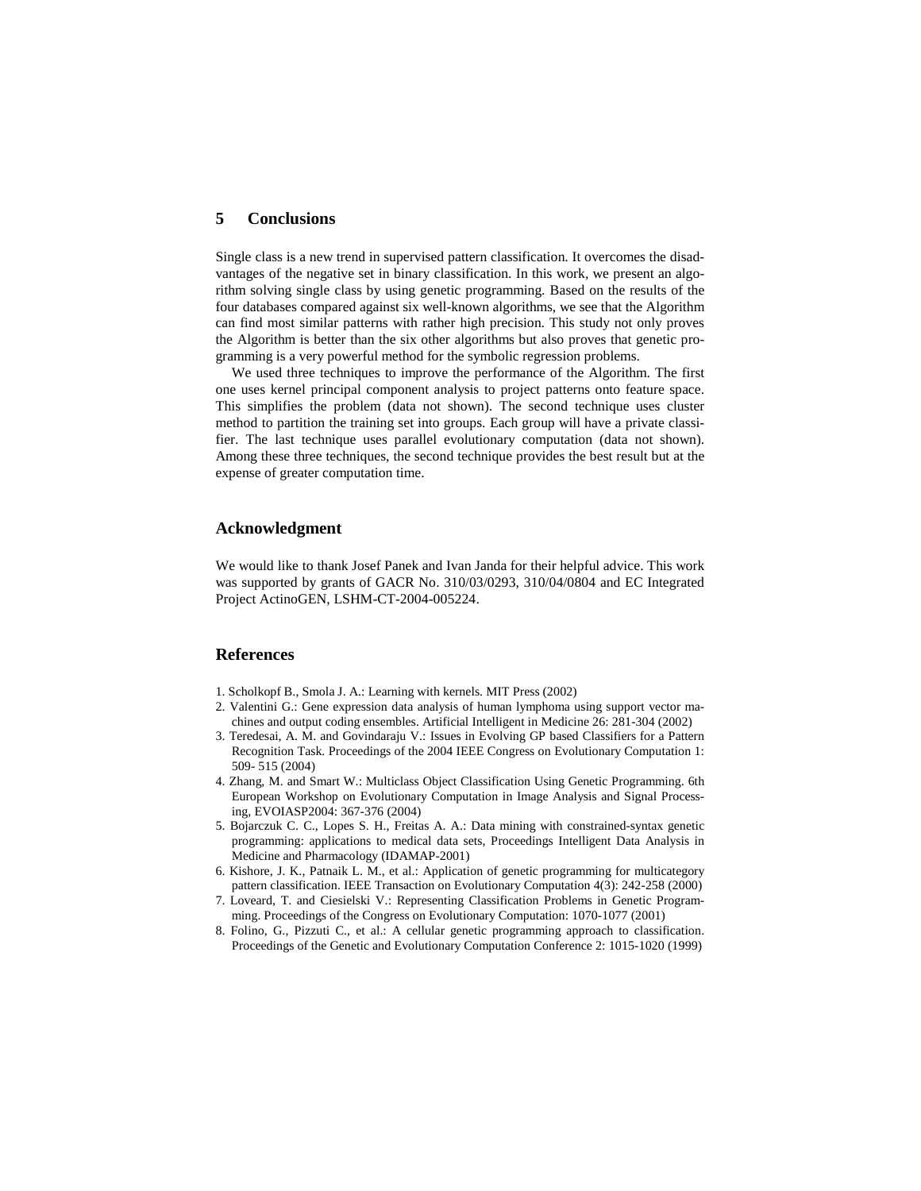## 5 Conclusions

Single class is a new trend in supervised pattern classification. It overcomes the disadvantages of the negative set in binary classification. In this work, we present an algorithm solving single class by using genetic programming. Based on the results of the four databases compared against six well-known algorithms, we see that the Algorithm can find most similar patterns with rather high precision. This study not only proves the Algorithm is better than the six other algorithms but also proves that genetic programming is a very powerful method for the symbolic regression problems.

We used three techniques to improve the performance of the Algorithm. The first one uses kernel principal component analysis to project patterns onto feature space. This simplifies the problem (data not shown). The second technique uses cluster method to partition the training set into groups. Each group will have a private classifier. The last technique uses parallel evolutionary computation (data not shown). Among these three techniques, the second technique provides the best result but at the expense of greater computation time.

## Acknowledgment

We would like to thank Josef Panek and Ivan Janda for their helpful advice. This work was supported by grants of GACR No. 310/03/0293, 310/04/0804 and EC Integrated Project ActinoGEN, LSHM-CT-2004-005224.

## References

1. Scholkopf B., Smola J. A.: Learning with kernels. MIT Press (2002)
2. Valentini G.: Gene expression data analysis of human lymphoma using support vector machines and output coding ensembles. Artificial Intelligent in Medicine 26: 281-304 (2002)
3. Teredesai, A. M. and Govindaraju V.: Issues in Evolving GP based Classifiers for a Pattern Recognition Task. Proceedings of the 2004 IEEE Congress on Evolutionary Computation 1: 509- 515 (2004)
4. Zhang, M. and Smart W.: Multiclass Object Classification Using Genetic Programming. 6th European Workshop on Evolutionary Computation in Image Analysis and Signal Processing, EVOIASP2004: 367-376 (2004)
5. Bojarczuk C. C., Lopes S. H., Freitas A. A.: Data mining with constrained-syntax genetic programming: applications to medical data sets, Proceedings Intelligent Data Analysis in Medicine and Pharmacology (IDAMAP-2001)
6. Kishore, J. K., Patnaik L. M., et al.: Application of genetic programming for multicategory pattern classification. IEEE Transaction on Evolutionary Computation 4(3): 242-258 (2000)
7. Loveard, T. and Ciesielski V.: Representing Classification Problems in Genetic Programming. Proceedings of the Congress on Evolutionary Computation: 1070-1077 (2001)
8. Folino, G., Pizzuti C., et al.: A cellular genetic programming approach to classification. Proceedings of the Genetic and Evolutionary Computation Conference 2: 1015-1020 (1999)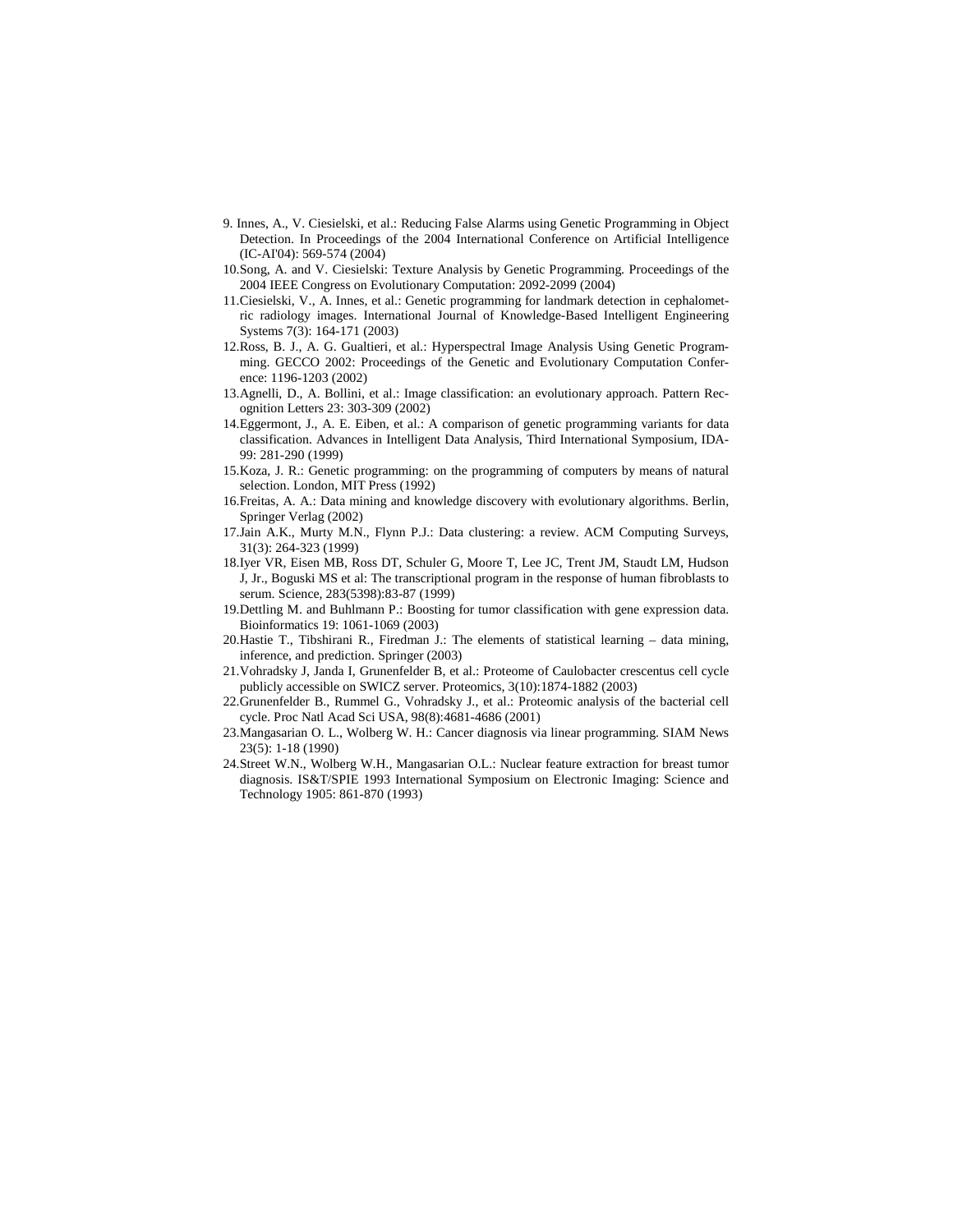9. Innes, A., V. Ciesielski, et al.: Reducing False Alarms using Genetic Programming in Object Detection. In Proceedings of the 2004 International Conference on Artificial Intelligence (IC-AI'04): 569-574 (2004)
10. Song, A. and V. Ciesielski: Texture Analysis by Genetic Programming. Proceedings of the 2004 IEEE Congress on Evolutionary Computation: 2092-2099 (2004)
11. Ciesielski, V., A. Innes, et al.: Genetic programming for landmark detection in cephalometric radiology images. International Journal of Knowledge-Based Intelligent Engineering Systems 7(3): 164-171 (2003)
12. Ross, B. J., A. G. Gualtieri, et al.: Hyperspectral Image Analysis Using Genetic Programming. GECCO 2002: Proceedings of the Genetic and Evolutionary Computation Conference: 1196-1203 (2002)
13. Agnelli, D., A. Bollini, et al.: Image classification: an evolutionary approach. Pattern Recognition Letters 23: 303-309 (2002)
14. Eggermont, J., A. E. Eiben, et al.: A comparison of genetic programming variants for data classification. Advances in Intelligent Data Analysis, Third International Symposium, IDA-99: 281-290 (1999)
15. Koza, J. R.: Genetic programming: on the programming of computers by means of natural selection. London, MIT Press (1992)
16. Freitas, A. A.: Data mining and knowledge discovery with evolutionary algorithms. Berlin, Springer Verlag (2002)
17. Jain A.K., Murty M.N., Flynn P.J.: Data clustering: a review. ACM Computing Surveys, 31(3): 264-323 (1999)
18. Iyer VR, Eisen MB, Ross DT, Schuler G, Moore T, Lee JC, Trent JM, Staudt LM, Hudson J, Jr., Boguski MS et al: The transcriptional program in the response of human fibroblasts to serum. Science, 283(5398):83-87 (1999)
19. Dettling M. and Buhlmann P.: Boosting for tumor classification with gene expression data. Bioinformatics 19: 1061-1069 (2003)
20. Hastie T., Tibshirani R., Firedman J.: The elements of statistical learning – data mining, inference, and prediction. Springer (2003)
21. Vohradsky J, Janda I, Grunenfelder B, et al.: Proteome of Caulobacter crescentus cell cycle publicly accessible on SWICZ server. Proteomics, 3(10):1874-1882 (2003)
22. Grunenfelder B., Rummel G., Vohradsky J., et al.: Proteomic analysis of the bacterial cell cycle. Proc Natl Acad Sci USA, 98(8):4681-4686 (2001)
23. Mangasarian O. L., Wolberg W. H.: Cancer diagnosis via linear programming. SIAM News 23(5): 1-18 (1990)
24. Street W.N., Wolberg W.H., Mangasarian O.L.: Nuclear feature extraction for breast tumor diagnosis. IS&T/SPIE 1993 International Symposium on Electronic Imaging: Science and Technology 1905: 861-870 (1993)